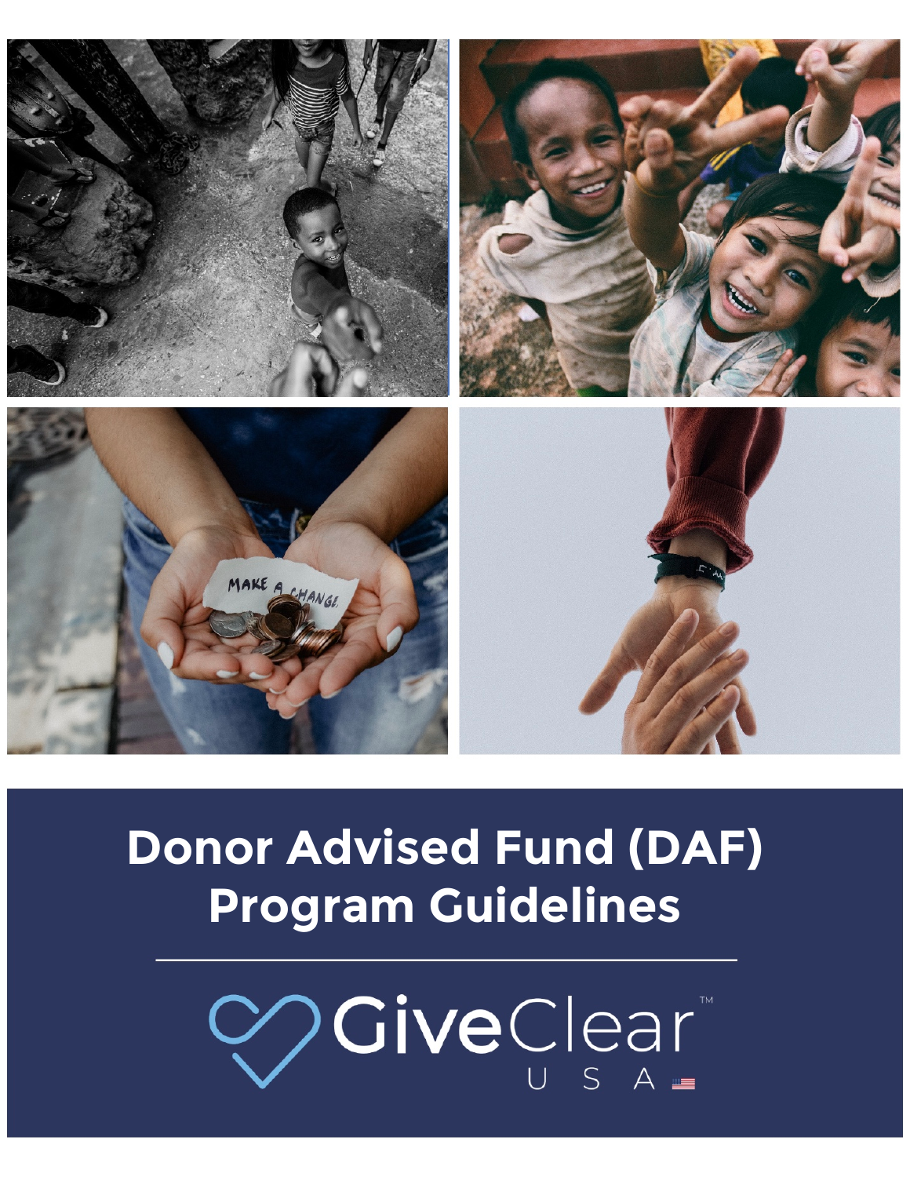# Donor Advised Fund (DAF) Program Guidelines

GiveClear™ USA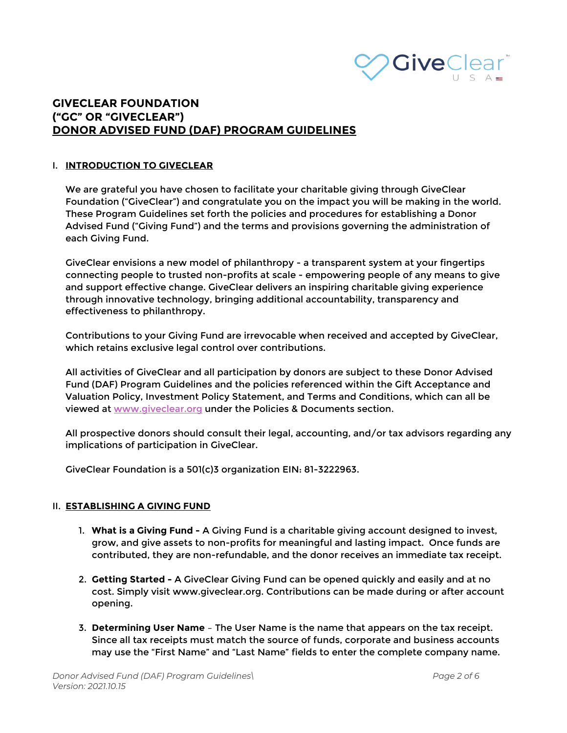# GIVECLEAR FOUNDATION
# ("GC" OR "GIVECLEAR")
# DONOR ADVISED FUND (DAF) PROGRAM GUIDELINES

## I. INTRODUCTION TO GIVECLEAR

We are grateful you have chosen to facilitate your charitable giving through GiveClear Foundation ("GiveClear") and congratulate you on the impact you will be making in the world. These Program Guidelines set forth the policies and procedures for establishing a Donor Advised Fund ("Giving Fund") and the terms and provisions governing the administration of each Giving Fund.

GiveClear envisions a new model of philanthropy - a transparent system at your fingertips connecting people to trusted non-profits at scale - empowering people of any means to give and support effective change. GiveClear delivers an inspiring charitable giving experience through innovative technology, bringing additional accountability, transparency and effectiveness to philanthropy.

Contributions to your Giving Fund are irrevocable when received and accepted by GiveClear, which retains exclusive legal control over contributions.

All activities of GiveClear and all participation by donors are subject to these Donor Advised Fund (DAF) Program Guidelines and the policies referenced within the Gift Acceptance and Valuation Policy, Investment Policy Statement, and Terms and Conditions, which can all be viewed at www.giveclear.org under the Policies & Documents section.

All prospective donors should consult their legal, accounting, and/or tax advisors regarding any implications of participation in GiveClear.

GiveClear Foundation is a 501(c)3 organization EIN: 81-3222963.

## II. ESTABLISHING A GIVING FUND

1. **What is a Giving Fund -** A Giving Fund is a charitable giving account designed to invest, grow, and give assets to non-profits for meaningful and lasting impact. Once funds are contributed, they are non-refundable, and the donor receives an immediate tax receipt.

2. **Getting Started -** A GiveClear Giving Fund can be opened quickly and easily and at no cost. Simply visit www.giveclear.org. Contributions can be made during or after account opening.

3. **Determining User Name** – The User Name is the name that appears on the tax receipt. Since all tax receipts must match the source of funds, corporate and business accounts may use the "First Name" and "Last Name" fields to enter the complete company name.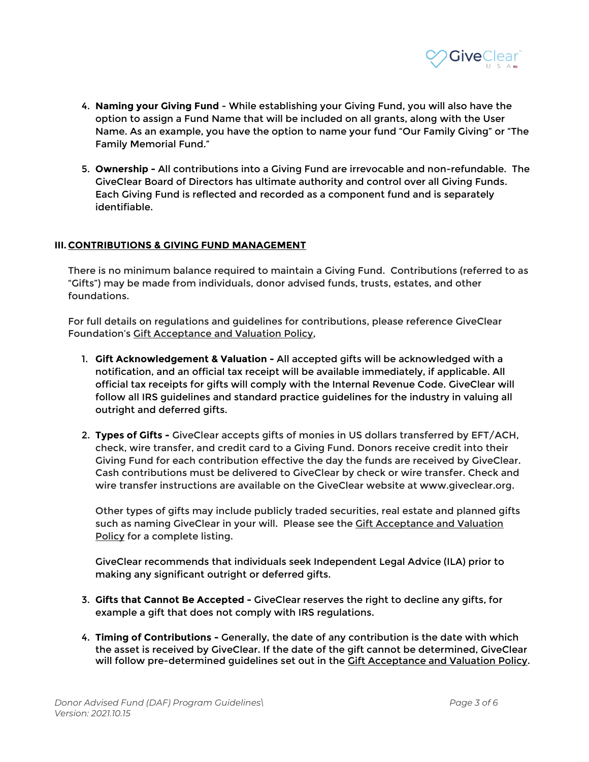4. **Naming your Giving Fund** - While establishing your Giving Fund, you will also have the option to assign a Fund Name that will be included on all grants, along with the User Name. As an example, you have the option to name your fund "Our Family Giving" or "The Family Memorial Fund."

5. **Ownership -** All contributions into a Giving Fund are irrevocable and non-refundable. The GiveClear Board of Directors has ultimate authority and control over all Giving Funds. Each Giving Fund is reflected and recorded as a component fund and is separately identifiable.

## III. CONTRIBUTIONS & GIVING FUND MANAGEMENT

There is no minimum balance required to maintain a Giving Fund. Contributions (referred to as "Gifts") may be made from individuals, donor advised funds, trusts, estates, and other foundations.

For full details on regulations and guidelines for contributions, please reference GiveClear Foundation's Gift Acceptance and Valuation Policy,

1. **Gift Acknowledgement & Valuation -** All accepted gifts will be acknowledged with a notification, and an official tax receipt will be available immediately, if applicable. All official tax receipts for gifts will comply with the Internal Revenue Code. GiveClear will follow all IRS guidelines and standard practice guidelines for the industry in valuing all outright and deferred gifts.

2. **Types of Gifts -** GiveClear accepts gifts of monies in US dollars transferred by EFT/ACH, check, wire transfer, and credit card to a Giving Fund. Donors receive credit into their Giving Fund for each contribution effective the day the funds are received by GiveClear. Cash contributions must be delivered to GiveClear by check or wire transfer. Check and wire transfer instructions are available on the GiveClear website at www.giveclear.org.

   Other types of gifts may include publicly traded securities, real estate and planned gifts such as naming GiveClear in your will. Please see the Gift Acceptance and Valuation Policy for a complete listing.

   GiveClear recommends that individuals seek Independent Legal Advice (ILA) prior to making any significant outright or deferred gifts.

3. **Gifts that Cannot Be Accepted -** GiveClear reserves the right to decline any gifts, for example a gift that does not comply with IRS regulations.

4. **Timing of Contributions -** Generally, the date of any contribution is the date with which the asset is received by GiveClear. If the date of the gift cannot be determined, GiveClear will follow pre-determined guidelines set out in the Gift Acceptance and Valuation Policy.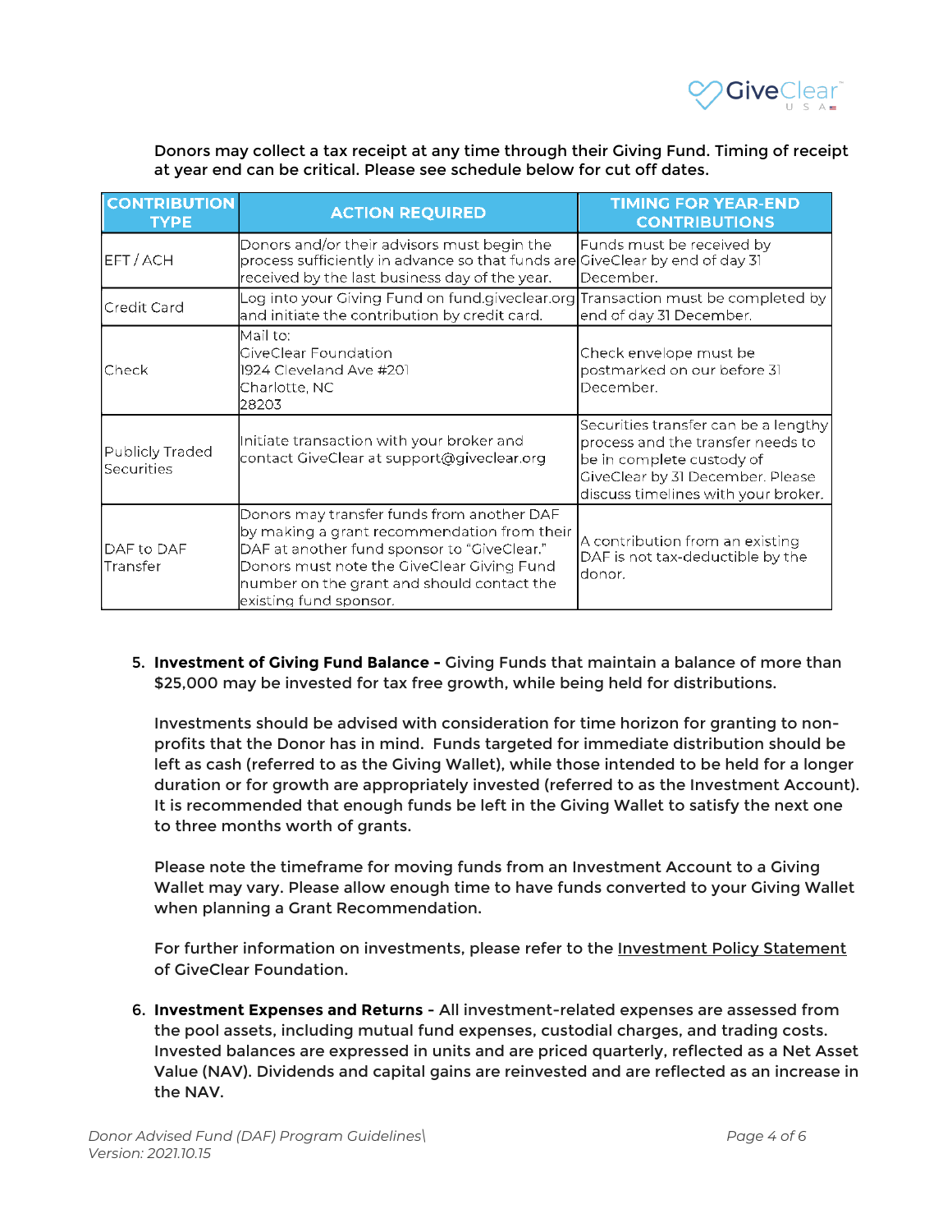Donors may collect a tax receipt at any time through their Giving Fund. Timing of receipt at year end can be critical. Please see schedule below for cut off dates.

| CONTRIBUTION TYPE | ACTION REQUIRED | TIMING FOR YEAR-END CONTRIBUTIONS |
|---|---|---|
| EFT / ACH | Donors and/or their advisors must begin the process sufficiently in advance so that funds are received by the last business day of the year. | Funds must be received by GiveClear by end of day 31 December. |
| Credit Card | Log into your Giving Fund on fund.giveclear.org and initiate the contribution by credit card. | Transaction must be completed by end of day 31 December. |
| Check | Mail to:<br>GiveClear Foundation<br>1924 Cleveland Ave #201<br>Charlotte, NC<br>28203 | Check envelope must be postmarked on our before 31 December. |
| Publicly Traded Securities | Initiate transaction with your broker and contact GiveClear at support@giveclear.org | Securities transfer can be a lengthy process and the transfer needs to be in complete custody of GiveClear by 31 December. Please discuss timelines with your broker. |
| DAF to DAF Transfer | Donors may transfer funds from another DAF by making a grant recommendation from their DAF at another fund sponsor to "GiveClear." Donors must note the GiveClear Giving Fund number on the grant and should contact the existing fund sponsor. | A contribution from an existing DAF is not tax-deductible by the donor. |

5. **Investment of Giving Fund Balance -** Giving Funds that maintain a balance of more than $25,000 may be invested for tax free growth, while being held for distributions.

   Investments should be advised with consideration for time horizon for granting to non-profits that the Donor has in mind. Funds targeted for immediate distribution should be left as cash (referred to as the Giving Wallet), while those intended to be held for a longer duration or for growth are appropriately invested (referred to as the Investment Account). It is recommended that enough funds be left in the Giving Wallet to satisfy the next one to three months worth of grants.

   Please note the timeframe for moving funds from an Investment Account to a Giving Wallet may vary. Please allow enough time to have funds converted to your Giving Wallet when planning a Grant Recommendation.

   For further information on investments, please refer to the Investment Policy Statement of GiveClear Foundation.

6. **Investment Expenses and Returns** - All investment-related expenses are assessed from the pool assets, including mutual fund expenses, custodial charges, and trading costs. Invested balances are expressed in units and are priced quarterly, reflected as a Net Asset Value (NAV). Dividends and capital gains are reinvested and are reflected as an increase in the NAV.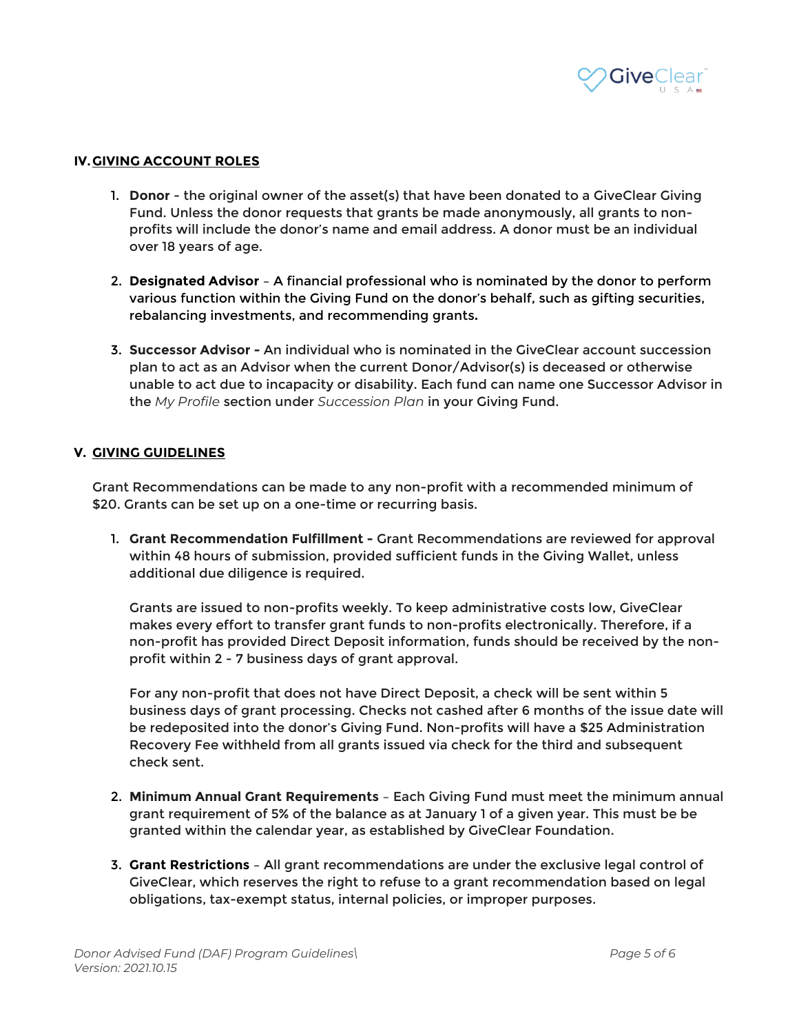## IV. GIVING ACCOUNT ROLES

1. **Donor** - the original owner of the asset(s) that have been donated to a GiveClear Giving Fund. Unless the donor requests that grants be made anonymously, all grants to non-profits will include the donor's name and email address. A donor must be an individual over 18 years of age.

2. **Designated Advisor** – A financial professional who is nominated by the donor to perform various function within the Giving Fund on the donor's behalf, such as gifting securities, rebalancing investments, and recommending grants.

3. **Successor Advisor -** An individual who is nominated in the GiveClear account succession plan to act as an Advisor when the current Donor/Advisor(s) is deceased or otherwise unable to act due to incapacity or disability. Each fund can name one Successor Advisor in the *My Profile* section under *Succession Plan* in your Giving Fund.

## V. GIVING GUIDELINES

Grant Recommendations can be made to any non-profit with a recommended minimum of $20. Grants can be set up on a one-time or recurring basis.

1. **Grant Recommendation Fulfillment -** Grant Recommendations are reviewed for approval within 48 hours of submission, provided sufficient funds in the Giving Wallet, unless additional due diligence is required.

   Grants are issued to non-profits weekly. To keep administrative costs low, GiveClear makes every effort to transfer grant funds to non-profits electronically. Therefore, if a non-profit has provided Direct Deposit information, funds should be received by the non-profit within 2 - 7 business days of grant approval.

   For any non-profit that does not have Direct Deposit, a check will be sent within 5 business days of grant processing. Checks not cashed after 6 months of the issue date will be redeposited into the donor's Giving Fund. Non-profits will have a $25 Administration Recovery Fee withheld from all grants issued via check for the third and subsequent check sent.

2. **Minimum Annual Grant Requirements** – Each Giving Fund must meet the minimum annual grant requirement of 5% of the balance as at January 1 of a given year. This must be be granted within the calendar year, as established by GiveClear Foundation.

3. **Grant Restrictions** – All grant recommendations are under the exclusive legal control of GiveClear, which reserves the right to refuse to a grant recommendation based on legal obligations, tax-exempt status, internal policies, or improper purposes.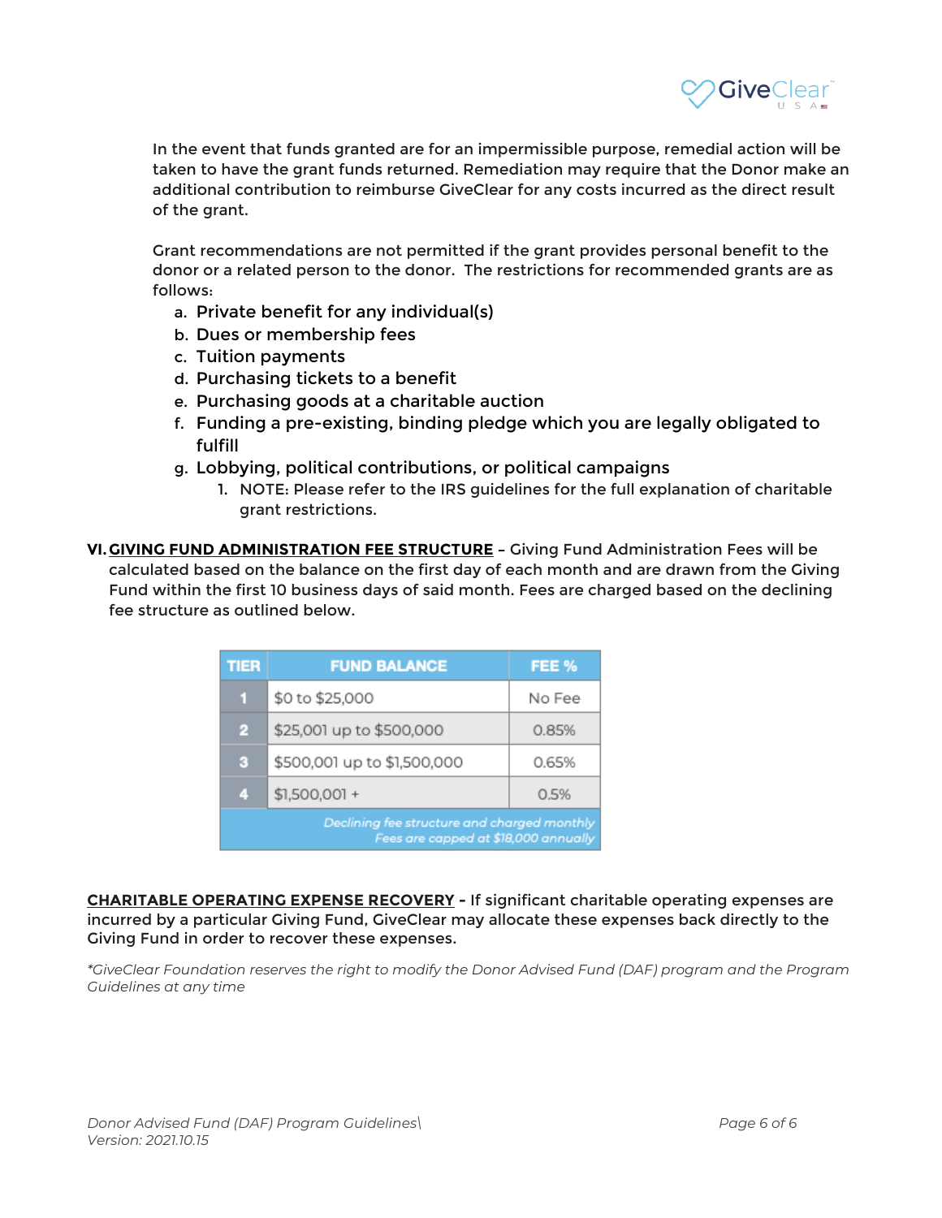In the event that funds granted are for an impermissible purpose, remedial action will be taken to have the grant funds returned. Remediation may require that the Donor make an additional contribution to reimburse GiveClear for any costs incurred as the direct result of the grant.

Grant recommendations are not permitted if the grant provides personal benefit to the donor or a related person to the donor. The restrictions for recommended grants are as follows:

a. Private benefit for any individual(s)
b. Dues or membership fees
c. Tuition payments
d. Purchasing tickets to a benefit
e. Purchasing goods at a charitable auction
f. Funding a pre-existing, binding pledge which you are legally obligated to fulfill
g. Lobbying, political contributions, or political campaigns
   1. NOTE: Please refer to the IRS guidelines for the full explanation of charitable grant restrictions.

**VI. <u>GIVING FUND ADMINISTRATION FEE STRUCTURE</u>** – Giving Fund Administration Fees will be calculated based on the balance on the first day of each month and are drawn from the Giving Fund within the first 10 business days of said month. Fees are charged based on the declining fee structure as outlined below.

| TIER | FUND BALANCE | FEE % |
|---|---|---|
| 1 | $0 to $25,000 | No Fee |
| 2 | $25,001 up to $500,000 | 0.85% |
| 3 | $500,001 up to $1,500,000 | 0.65% |
| 4 | $1,500,001 + | 0.5% |
| *Declining fee structure and charged monthly Fees are capped at $18,000 annually* | | |

**<u>CHARITABLE OPERATING EXPENSE RECOVERY</u> - If significant charitable operating expenses are incurred by a particular Giving Fund, GiveClear may allocate these expenses back directly to the Giving Fund in order to recover these expenses.**

*\*GiveClear Foundation reserves the right to modify the Donor Advised Fund (DAF) program and the Program Guidelines at any time*